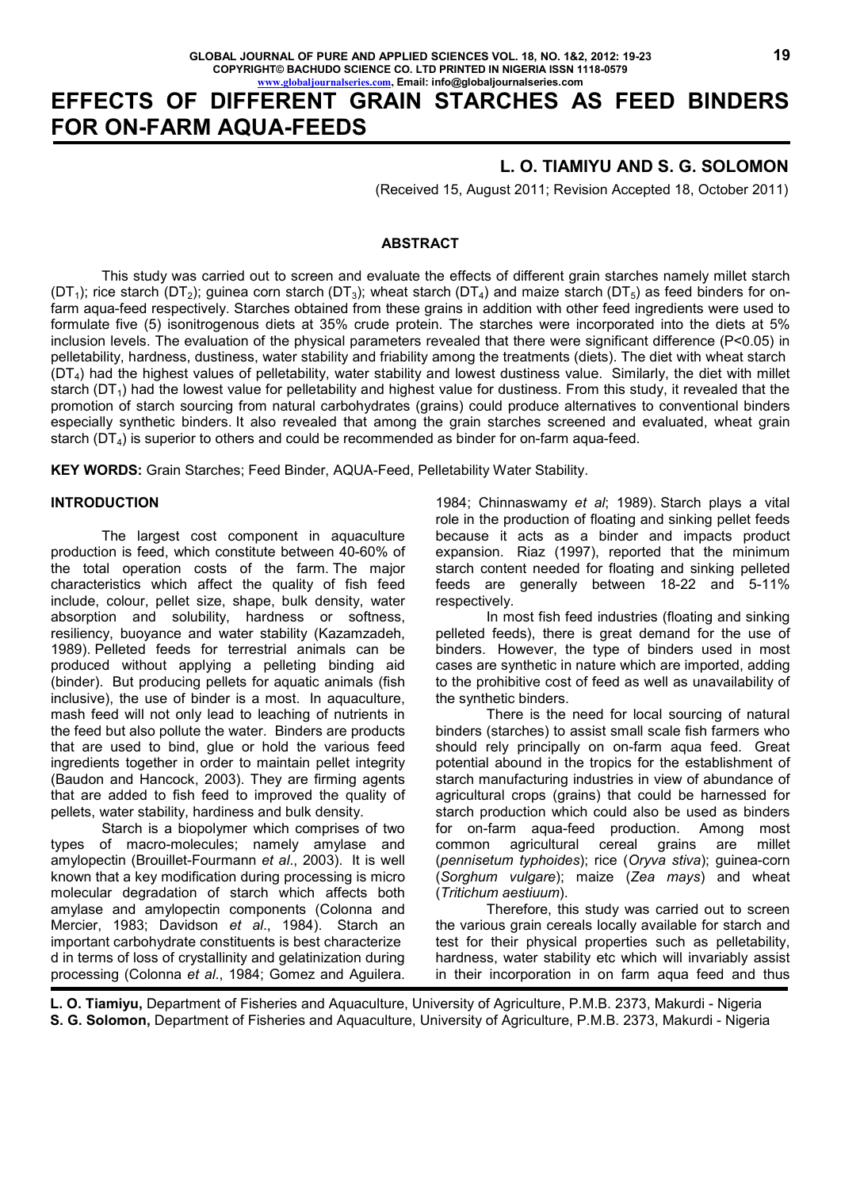# EFFECTS OF DIFFERENT GRAIN STARCHES AS FEED BINDERS FOR ON-FARM AQUA-FEEDS

**L. O. TIAMIYU AND S. G. SOLOMON**

(Received 15, August 2011; Revision Accepted 18, October 2011)

## ABSTRACT

This study was carried out to screen and evaluate the effects of different grain starches namely millet starch ($DT_1$); rice starch ($DT_2$); guinea corn starch ($DT_3$); wheat starch ($DT_4$) and maize starch ($DT_5$) as feed binders for on-farm aqua-feed respectively. Starches obtained from these grains in addition with other feed ingredients were used to formulate five (5) isonitrogenous diets at 35% crude protein. The starches were incorporated into the diets at 5% inclusion levels. The evaluation of the physical parameters revealed that there were significant difference ($P<0.05$) in pelletability, hardness, dustiness, water stability and friability among the treatments (diets). The diet with wheat starch ($DT_4$) had the highest values of pelletability, water stability and lowest dustiness value. Similarly, the diet with millet starch ($DT_1$) had the lowest value for pelletability and highest value for dustiness. From this study, it revealed that the promotion of starch sourcing from natural carbohydrates (grains) could produce alternatives to conventional binders especially synthetic binders. It also revealed that among the grain starches screened and evaluated, wheat grain starch ($DT_4$) is superior to others and could be recommended as binder for on-farm aqua-feed.

**KEY WORDS:** Grain Starches; Feed Binder, AQUA-Feed, Pelletability Water Stability.

## INTRODUCTION

The largest cost component in aquaculture production is feed, which constitute between 40-60% of the total operation costs of the farm. The major characteristics which affect the quality of fish feed include, colour, pellet size, shape, bulk density, water absorption and solubility, hardness or softness, resiliency, buoyance and water stability (Kazamzadeh, 1989). Pelleted feeds for terrestrial animals can be produced without applying a pelleting binding aid (binder). But producing pellets for aquatic animals (fish inclusive), the use of binder is a most. In aquaculture, mash feed will not only lead to leaching of nutrients in the feed but also pollute the water. Binders are products that are used to bind, glue or hold the various feed ingredients together in order to maintain pellet integrity (Baudon and Hancock, 2003). They are firming agents that are added to fish feed to improved the quality of pellets, water stability, hardiness and bulk density.

Starch is a biopolymer which comprises of two types of macro-molecules; namely amylase and amylopectin (Brouillet-Fourmann *et al*., 2003). It is well known that a key modification during processing is micro molecular degradation of starch which affects both amylase and amylopectin components (Colonna and Mercier, 1983; Davidson *et al*., 1984). Starch an important carbohydrate constituents is best characterize d in terms of loss of crystallinity and gelatinization during processing (Colonna *et al*., 1984; Gomez and Aguilera. 1984; Chinnaswamy *et al*; 1989). Starch plays a vital role in the production of floating and sinking pellet feeds because it acts as a binder and impacts product expansion. Riaz (1997), reported that the minimum starch content needed for floating and sinking pelleted feeds are generally between 18-22 and 5-11% respectively.

In most fish feed industries (floating and sinking pelleted feeds), there is great demand for the use of binders. However, the type of binders used in most cases are synthetic in nature which are imported, adding to the prohibitive cost of feed as well as unavailability of the synthetic binders.

There is the need for local sourcing of natural binders (starches) to assist small scale fish farmers who should rely principally on on-farm aqua feed. Great potential abound in the tropics for the establishment of starch manufacturing industries in view of abundance of agricultural crops (grains) that could be harnessed for starch production which could also be used as binders for on-farm aqua-feed production. Among most common agricultural cereal grains are millet (*pennisetum typhoides*); rice (*Oryva stiva*); guinea-corn (*Sorghum vulgare*); maize (*Zea mays*) and wheat (*Tritichum aestiuum*).

Therefore, this study was carried out to screen the various grain cereals locally available for starch and test for their physical properties such as pelletability, hardness, water stability etc which will invariably assist in their incorporation in on farm aqua feed and thus

---

**L. O. Tiamiyu,** Department of Fisheries and Aquaculture, University of Agriculture, P.M.B. 2373, Makurdi - Nigeria
**S. G. Solomon,** Department of Fisheries and Aquaculture, University of Agriculture, P.M.B. 2373, Makurdi - Nigeria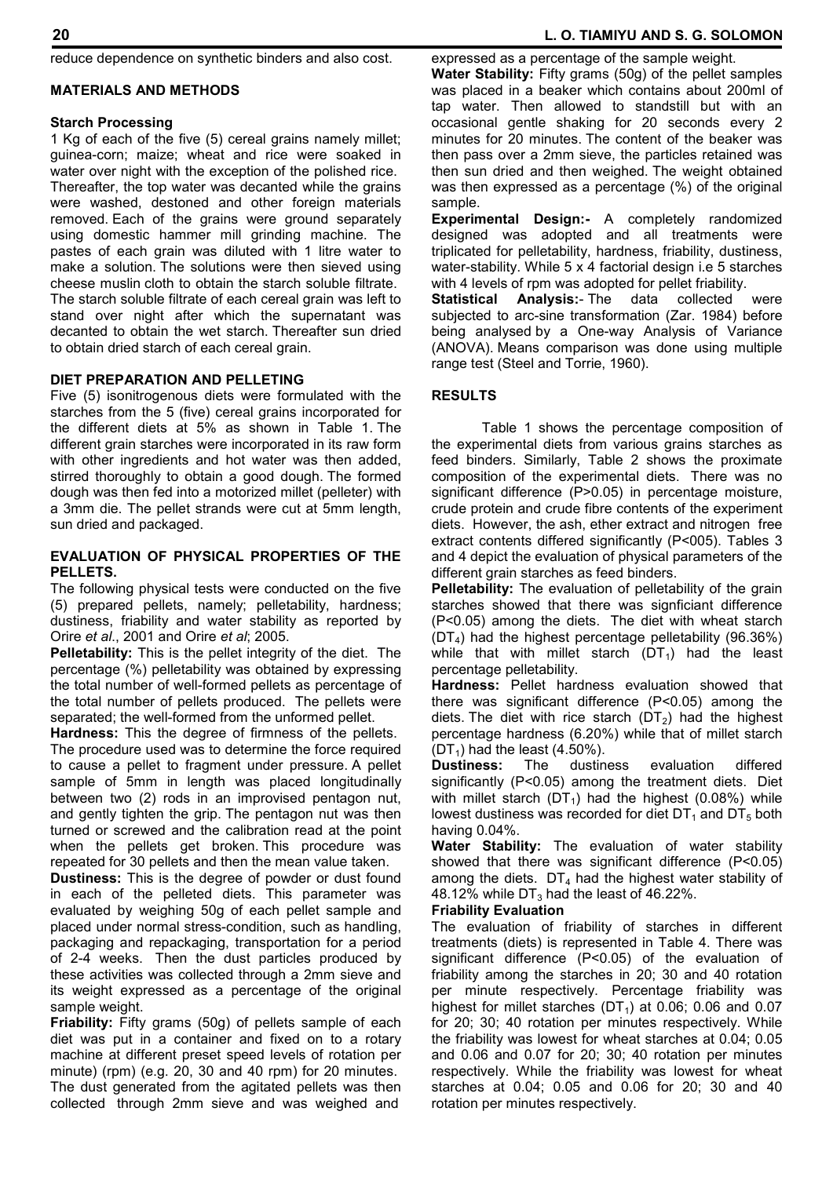reduce dependence on synthetic binders and also cost.

## MATERIALS AND METHODS

### Starch Processing

1 Kg of each of the five (5) cereal grains namely millet; guinea-corn; maize; wheat and rice were soaked in water over night with the exception of the polished rice. Thereafter, the top water was decanted while the grains were washed, destoned and other foreign materials removed. Each of the grains were ground separately using domestic hammer mill grinding machine. The pastes of each grain was diluted with 1 litre water to make a solution. The solutions were then sieved using cheese muslin cloth to obtain the starch soluble filtrate. The starch soluble filtrate of each cereal grain was left to stand over night after which the supernatant was decanted to obtain the wet starch. Thereafter sun dried to obtain dried starch of each cereal grain.

### DIET PREPARATION AND PELLETING

Five (5) isonitrogenous diets were formulated with the starches from the 5 (five) cereal grains incorporated for the different diets at 5% as shown in Table 1. The different grain starches were incorporated in its raw form with other ingredients and hot water was then added, stirred thoroughly to obtain a good dough. The formed dough was then fed into a motorized millet (pelleter) with a 3mm die. The pellet strands were cut at 5mm length, sun dried and packaged.

### EVALUATION OF PHYSICAL PROPERTIES OF THE PELLETS.

The following physical tests were conducted on the five (5) prepared pellets, namely; pelletability, hardness; dustiness, friability and water stability as reported by Orire *et al*., 2001 and Orire *et al*; 2005.

**Pelletability:** This is the pellet integrity of the diet. The percentage (%) pelletability was obtained by expressing the total number of well-formed pellets as percentage of the total number of pellets produced. The pellets were separated; the well-formed from the unformed pellet.

**Hardness:** This the degree of firmness of the pellets. The procedure used was to determine the force required to cause a pellet to fragment under pressure. A pellet sample of 5mm in length was placed longitudinally between two (2) rods in an improvised pentagon nut, and gently tighten the grip. The pentagon nut was then turned or screwed and the calibration read at the point when the pellets get broken. This procedure was repeated for 30 pellets and then the mean value taken.

**Dustiness:** This is the degree of powder or dust found in each of the pelleted diets. This parameter was evaluated by weighing 50g of each pellet sample and placed under normal stress-condition, such as handling, packaging and repackaging, transportation for a period of 2-4 weeks. Then the dust particles produced by these activities was collected through a 2mm sieve and its weight expressed as a percentage of the original sample weight.

**Friability:** Fifty grams (50g) of pellets sample of each diet was put in a container and fixed on to a rotary machine at different preset speed levels of rotation per minute) (rpm) (e.g. 20, 30 and 40 rpm) for 20 minutes. The dust generated from the agitated pellets was then collected through 2mm sieve and was weighed and expressed as a percentage of the sample weight.

**Water Stability:** Fifty grams (50g) of the pellet samples was placed in a beaker which contains about 200ml of tap water. Then allowed to standstill but with an occasional gentle shaking for 20 seconds every 2 minutes for 20 minutes. The content of the beaker was then pass over a 2mm sieve, the particles retained was then sun dried and then weighed. The weight obtained was then expressed as a percentage (%) of the original sample.

**Experimental Design:-** A completely randomized designed was adopted and all treatments were triplicated for pelletability, hardness, friability, dustiness, water-stability. While 5 x 4 factorial design i.e 5 starches with 4 levels of rpm was adopted for pellet friability.

**Statistical Analysis:-** The data collected were subjected to arc-sine transformation (Zar. 1984) before being analysed by a One-way Analysis of Variance (ANOVA). Means comparison was done using multiple range test (Steel and Torrie, 1960).

## RESULTS

Table 1 shows the percentage composition of the experimental diets from various grains starches as feed binders. Similarly, Table 2 shows the proximate composition of the experimental diets. There was no significant difference (P>0.05) in percentage moisture, crude protein and crude fibre contents of the experiment diets. However, the ash, ether extract and nitrogen free extract contents differed significantly (P<005). Tables 3 and 4 depict the evaluation of physical parameters of the different grain starches as feed binders.

**Pelletability:** The evaluation of pelletability of the grain starches showed that there was signficiant difference (P<0.05) among the diets. The diet with wheat starch ($DT_4$) had the highest percentage pelletability (96.36%) while that with millet starch ($DT_1$) had the least percentage pelletability.

**Hardness:** Pellet hardness evaluation showed that there was significant difference (P<0.05) among the diets. The diet with rice starch ($DT_2$) had the highest percentage hardness (6.20%) while that of millet starch ($DT_1$) had the least (4.50%).

**Dustiness:** The dustiness evaluation differed significantly (P<0.05) among the treatment diets. Diet with millet starch ($DT_1$) had the highest (0.08%) while lowest dustiness was recorded for diet $DT_1$ and $DT_5$ both having 0.04%.

**Water Stability:** The evaluation of water stability showed that there was significant difference (P<0.05) among the diets. $DT_4$ had the highest water stability of 48.12% while $DT_3$ had the least of 46.22%.

### Friability Evaluation

The evaluation of friability of starches in different treatments (diets) is represented in Table 4. There was significant difference (P<0.05) of the evaluation of friability among the starches in 20; 30 and 40 rotation per minute respectively. Percentage friability was highest for millet starches ($DT_1$) at 0.06; 0.06 and 0.07 for 20; 30; 40 rotation per minutes respectively. While the friability was lowest for wheat starches at 0.04; 0.05 and 0.06 and 0.07 for 20; 30; 40 rotation per minutes respectively. While the friability was lowest for wheat starches at 0.04; 0.05 and 0.06 for 20; 30 and 40 rotation per minutes respectively.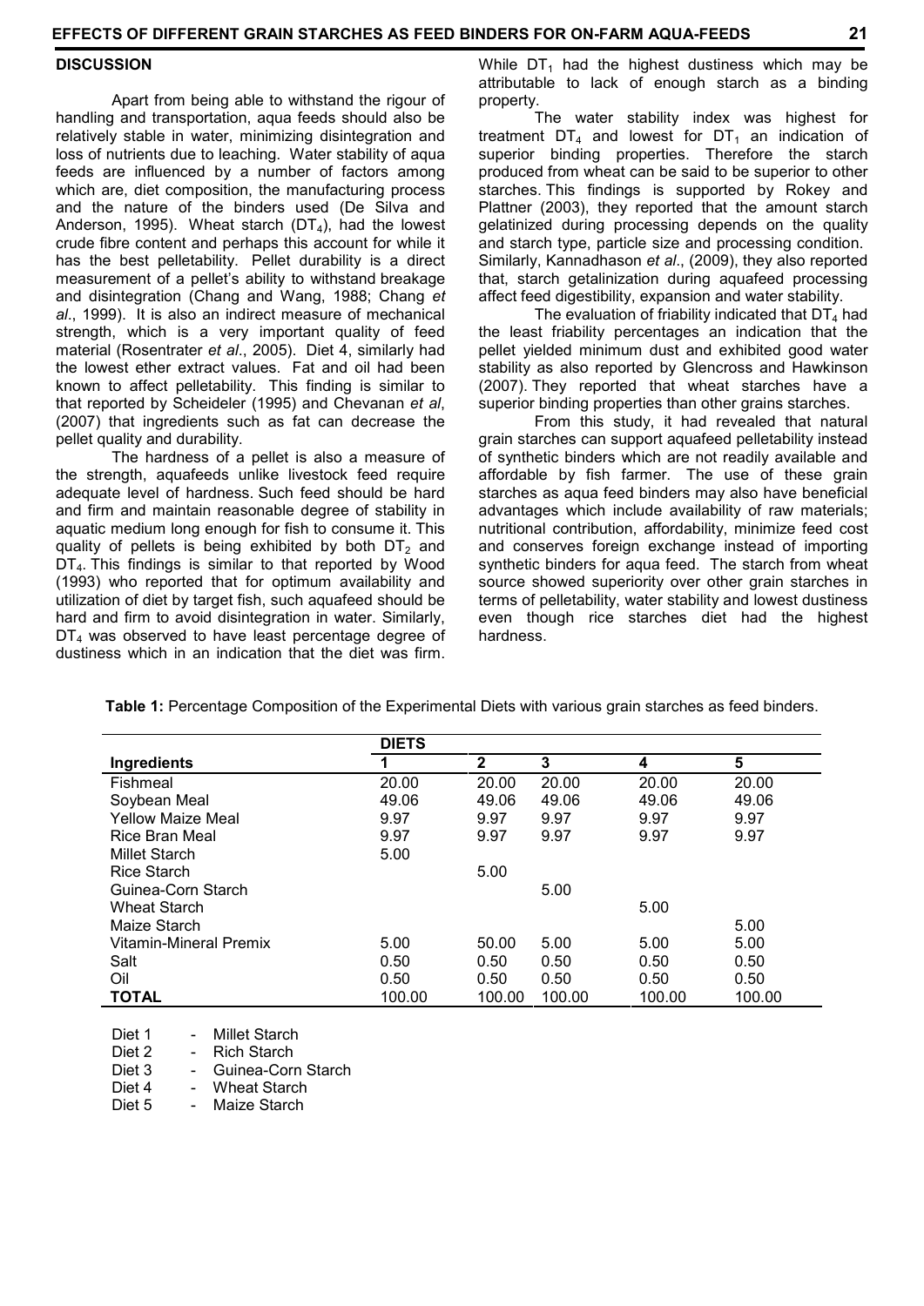## DISCUSSION

Apart from being able to withstand the rigour of handling and transportation, aqua feeds should also be relatively stable in water, minimizing disintegration and loss of nutrients due to leaching. Water stability of aqua feeds are influenced by a number of factors among which are, diet composition, the manufacturing process and the nature of the binders used (De Silva and Anderson, 1995). Wheat starch ($DT_4$), had the lowest crude fibre content and perhaps this account for while it has the best pelletability. Pellet durability is a direct measurement of a pellet's ability to withstand breakage and disintegration (Chang and Wang, 1988; Chang *et al*., 1999). It is also an indirect measure of mechanical strength, which is a very important quality of feed material (Rosentrater *et al*., 2005). Diet 4, similarly had the lowest ether extract values. Fat and oil had been known to affect pelletability. This finding is similar to that reported by Scheideler (1995) and Chevanan *et al*, (2007) that ingredients such as fat can decrease the pellet quality and durability.

The hardness of a pellet is also a measure of the strength, aquafeeds unlike livestock feed require adequate level of hardness. Such feed should be hard and firm and maintain reasonable degree of stability in aquatic medium long enough for fish to consume it. This quality of pellets is being exhibited by both $DT_2$ and $DT_4$. This findings is similar to that reported by Wood (1993) who reported that for optimum availability and utilization of diet by target fish, such aquafeed should be hard and firm to avoid disintegration in water. Similarly, $DT_4$ was observed to have least percentage degree of dustiness which in an indication that the diet was firm. While $DT_1$ had the highest dustiness which may be attributable to lack of enough starch as a binding property.

The water stability index was highest for treatment $DT_4$ and lowest for $DT_1$ an indication of superior binding properties. Therefore the starch produced from wheat can be said to be superior to other starches. This findings is supported by Rokey and Plattner (2003), they reported that the amount starch gelatinized during processing depends on the quality and starch type, particle size and processing condition. Similarly, Kannadhason *et al*., (2009), they also reported that, starch getalinization during aquafeed processing affect feed digestibility, expansion and water stability.

The evaluation of friability indicated that $DT_4$ had the least friability percentages an indication that the pellet yielded minimum dust and exhibited good water stability as also reported by Glencross and Hawkinson (2007). They reported that wheat starches have a superior binding properties than other grains starches.

From this study, it had revealed that natural grain starches can support aquafeed pelletability instead of synthetic binders which are not readily available and affordable by fish farmer. The use of these grain starches as aqua feed binders may also have beneficial advantages which include availability of raw materials; nutritional contribution, affordability, minimize feed cost and conserves foreign exchange instead of importing synthetic binders for aqua feed. The starch from wheat source showed superiority over other grain starches in terms of pelletability, water stability and lowest dustiness even though rice starches diet had the highest hardness.

**Table 1:** Percentage Composition of the Experimental Diets with various grain starches as feed binders.

| | DIETS | | | | |
|---|---|---|---|---|---|
| **Ingredients** | **1** | **2** | **3** | **4** | **5** |
| Fishmeal | 20.00 | 20.00 | 20.00 | 20.00 | 20.00 |
| Soybean Meal | 49.06 | 49.06 | 49.06 | 49.06 | 49.06 |
| Yellow Maize Meal | 9.97 | 9.97 | 9.97 | 9.97 | 9.97 |
| Rice Bran Meal | 9.97 | 9.97 | 9.97 | 9.97 | 9.97 |
| Millet Starch | 5.00 | | | | |
| Rice Starch | | 5.00 | | | |
| Guinea-Corn Starch | | | 5.00 | | |
| Wheat Starch | | | | 5.00 | |
| Maize Starch | | | | | 5.00 |
| Vitamin-Mineral Premix | 5.00 | 50.00 | 5.00 | 5.00 | 5.00 |
| Salt | 0.50 | 0.50 | 0.50 | 0.50 | 0.50 |
| Oil | 0.50 | 0.50 | 0.50 | 0.50 | 0.50 |
| **TOTAL** | 100.00 | 100.00 | 100.00 | 100.00 | 100.00 |

Diet 1 - Millet Starch
Diet 2 - Rich Starch
Diet 3 - Guinea-Corn Starch
Diet 4 - Wheat Starch
Diet 5 - Maize Starch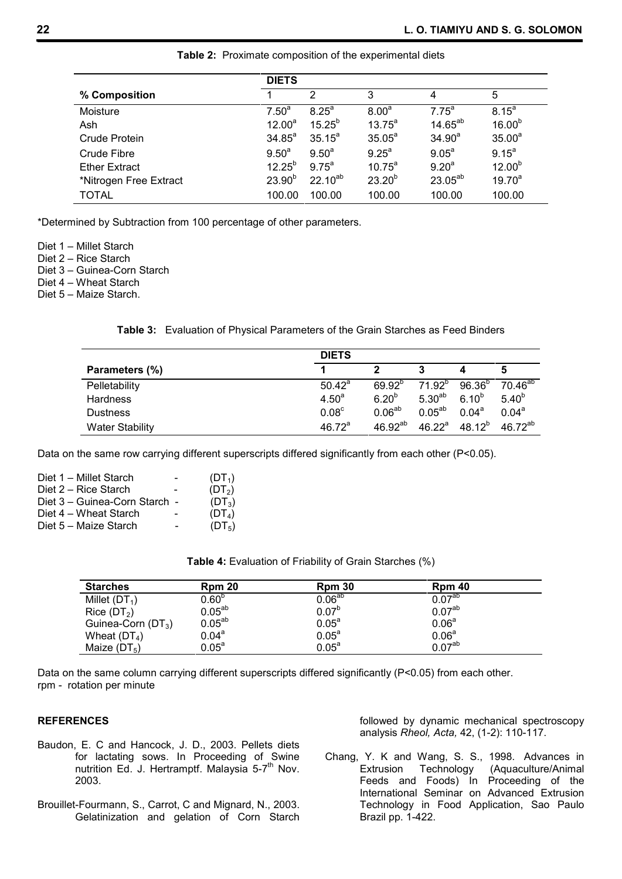**Table 2:** Proximate composition of the experimental diets

| | DIETS | | | | |
|---|---|---|---|---|---|
| **% Composition** | 1 | 2 | 3 | 4 | 5 |
| Moisture | $7.50^{a}$ | $8.25^{a}$ | $8.00^{a}$ | $7.75^{a}$ | $8.15^{a}$ |
| Ash | $12.00^{a}$ | $15.25^{b}$ | $13.75^{a}$ | $14.65^{ab}$ | $16.00^{b}$ |
| Crude Protein | $34.85^{a}$ | $35.15^{a}$ | $35.05^{a}$ | $34.90^{a}$ | $35.00^{a}$ |
| Crude Fibre | $9.50^{a}$ | $9.50^{a}$ | $9.25^{a}$ | $9.05^{a}$ | $9.15^{a}$ |
| Ether Extract | $12.25^{b}$ | $9.75^{a}$ | $10.75^{a}$ | $9.20^{a}$ | $12.00^{b}$ |
| *Nitrogen Free Extract | $23.90^{b}$ | $22.10^{ab}$ | $23.20^{b}$ | $23.05^{ab}$ | $19.70^{a}$ |
| TOTAL | 100.00 | 100.00 | 100.00 | 100.00 | 100.00 |

*Determined by Subtraction from 100 percentage of other parameters.

Diet 1 – Millet Starch
Diet 2 – Rice Starch
Diet 3 – Guinea-Corn Starch
Diet 4 – Wheat Starch
Diet 5 – Maize Starch.

**Table 3:** Evaluation of Physical Parameters of the Grain Starches as Feed Binders

| | DIETS | | | | |
|---|---|---|---|---|---|
| **Parameters (%)** | **1** | **2** | **3** | **4** | **5** |
| Pelletability | $50.42^{a}$ | $69.92^{b}$ | $71.92^{b}$ | $96.36^{b}$ | $70.46^{ab}$ |
| Hardness | $4.50^{a}$ | $6.20^{b}$ | $5.30^{ab}$ | $6.10^{b}$ | $5.40^{b}$ |
| Dustness | $0.08^{c}$ | $0.06^{ab}$ | $0.05^{ab}$ | $0.04^{a}$ | $0.04^{a}$ |
| Water Stability | $46.72^{a}$ | $46.92^{ab}$ | $46.22^{a}$ | $48.12^{b}$ | $46.72^{ab}$ |

Data on the same row carrying different superscripts differed significantly from each other ($P<0.05$).

Diet 1 – Millet Starch - ($DT_1$)
Diet 2 – Rice Starch - ($DT_2$)
Diet 3 – Guinea-Corn Starch - ($DT_3$)
Diet 4 – Wheat Starch - ($DT_4$)
Diet 5 – Maize Starch - ($DT_5$)

**Table 4:** Evaluation of Friability of Grain Starches (%)

| **Starches** | **Rpm 20** | **Rpm 30** | **Rpm 40** |
|---|---|---|---|
| Millet ($DT_1$) | $0.60^{b}$ | $0.06^{ab}$ | $0.07^{ab}$ |
| Rice ($DT_2$) | $0.05^{ab}$ | $0.07^{b}$ | $0.07^{ab}$ |
| Guinea-Corn ($DT_3$) | $0.05^{ab}$ | $0.05^{a}$ | $0.06^{a}$ |
| Wheat ($DT_4$) | $0.04^{a}$ | $0.05^{a}$ | $0.06^{a}$ |
| Maize ($DT_5$) | $0.05^{a}$ | $0.05^{a}$ | $0.07^{ab}$ |

Data on the same column carrying different superscripts differed significantly ($P<0.05$) from each other.
rpm - rotation per minute

## REFERENCES

Baudon, E. C and Hancock, J. D., 2003. Pellets diets for lactating sows. In Proceeding of Swine nutrition Ed. J. Hertramptf. Malaysia 5-7th Nov. 2003.

Brouillet-Fourmann, S., Carrot, C and Mignard, N., 2003. Gelatinization and gelation of Corn Starch followed by dynamic mechanical spectroscopy analysis *Rheol, Acta,* 42, (1-2): 110-117.

Chang, Y. K and Wang, S. S., 1998. Advances in Extrusion Technology (Aquaculture/Animal Feeds and Foods) In Proceeding of the International Seminar on Advanced Extrusion Technology in Food Application, Sao Paulo Brazil pp. 1-422.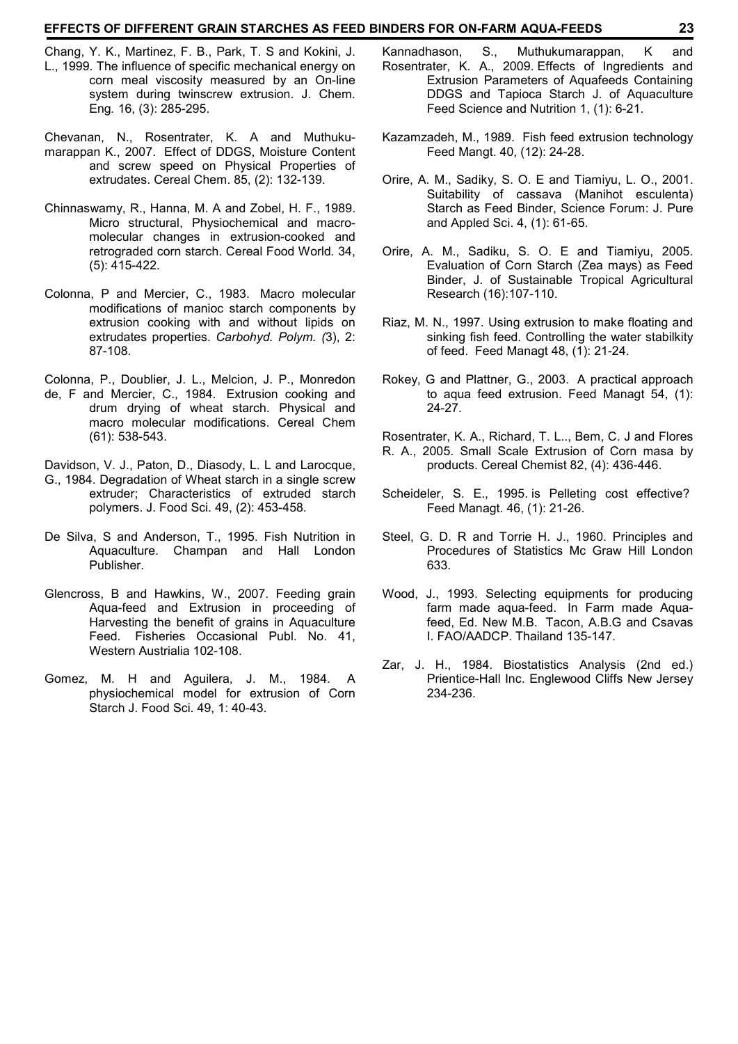Chang, Y. K., Martinez, F. B., Park, T. S and Kokini, J. L., 1999. The influence of specific mechanical energy on corn meal viscosity measured by an On-line system during twinscrew extrusion. J. Chem. Eng. 16, (3): 285-295.

Chevanan, N., Rosentrater, K. A and Muthukumarappan K., 2007. Effect of DDGS, Moisture Content and screw speed on Physical Properties of extrudates. Cereal Chem. 85, (2): 132-139.

Chinnaswamy, R., Hanna, M. A and Zobel, H. F., 1989. Micro structural, Physiochemical and macro-molecular changes in extrusion-cooked and retrograded corn starch. Cereal Food World. 34, (5): 415-422.

Colonna, P and Mercier, C., 1983. Macro molecular modifications of manioc starch components by extrusion cooking with and without lipids on extrudates properties. *Carbohyd. Polym. (*3), 2: 87-108.

Colonna, P., Doublier, J. L., Melcion, J. P., Monredon de, F and Mercier, C., 1984. Extrusion cooking and drum drying of wheat starch. Physical and macro molecular modifications. Cereal Chem (61): 538-543.

Davidson, V. J., Paton, D., Diasody, L. L and Larocque, G., 1984. Degradation of Wheat starch in a single screw extruder; Characteristics of extruded starch polymers. J. Food Sci. 49, (2): 453-458.

De Silva, S and Anderson, T., 1995. Fish Nutrition in Aquaculture. Champan and Hall London Publisher.

Glencross, B and Hawkins, W., 2007. Feeding grain Aqua-feed and Extrusion in proceeding of Harvesting the benefit of grains in Aquaculture Feed. Fisheries Occasional Publ. No. 41, Western Austrialia 102-108.

Gomez, M. H and Aguilera, J. M., 1984. A physiochemical model for extrusion of Corn Starch J. Food Sci. 49, 1: 40-43.

Kannadhason, S., Muthukumarappan, K and Rosentrater, K. A., 2009. Effects of Ingredients and Extrusion Parameters of Aquafeeds Containing DDGS and Tapioca Starch J. of Aquaculture Feed Science and Nutrition 1, (1): 6-21.

Kazamzadeh, M., 1989. Fish feed extrusion technology Feed Mangt. 40, (12): 24-28.

Orire, A. M., Sadiky, S. O. E and Tiamiyu, L. O., 2001. Suitability of cassava (Manihot esculenta) Starch as Feed Binder, Science Forum: J. Pure and Appled Sci. 4, (1): 61-65.

Orire, A. M., Sadiku, S. O. E and Tiamiyu, 2005. Evaluation of Corn Starch (Zea mays) as Feed Binder, J. of Sustainable Tropical Agricultural Research (16):107-110.

Riaz, M. N., 1997. Using extrusion to make floating and sinking fish feed. Controlling the water stabilkity of feed. Feed Managt 48, (1): 21-24.

Rokey, G and Plattner, G., 2003. A practical approach to aqua feed extrusion. Feed Managt 54, (1): 24-27.

Rosentrater, K. A., Richard, T. L.., Bem, C. J and Flores R. A., 2005. Small Scale Extrusion of Corn masa by products. Cereal Chemist 82, (4): 436-446.

Scheideler, S. E., 1995. is Pelleting cost effective? Feed Managt. 46, (1): 21-26.

Steel, G. D. R and Torrie H. J., 1960. Principles and Procedures of Statistics Mc Graw Hill London 633.

Wood, J., 1993. Selecting equipments for producing farm made aqua-feed. In Farm made Aqua-feed, Ed. New M.B. Tacon, A.B.G and Csavas I. FAO/AADCP. Thailand 135-147.

Zar, J. H., 1984. Biostatistics Analysis (2nd ed.) Prientice-Hall Inc. Englewood Cliffs New Jersey 234-236.